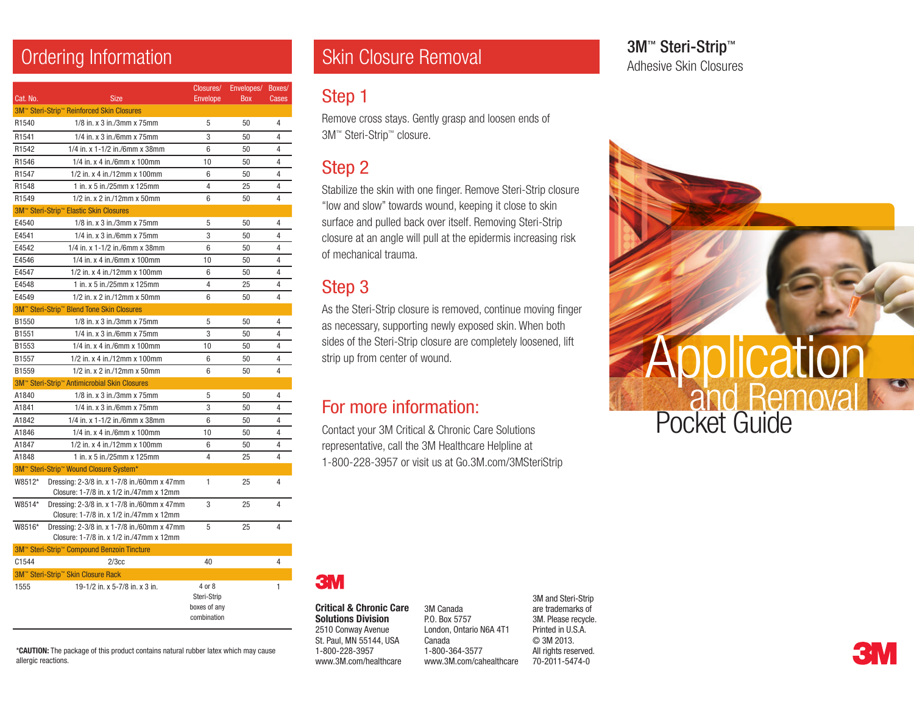## Ordering Information

| Cat. No. | Size | Closures/ Envelope | Envelopes/ Box | Boxes/ Cases |
|---|---|---|---|---|
| **3M™ Steri-Strip™ Reinforced Skin Closures** | | | | |
| R1540 | 1/8 in. x 3 in./3mm x 75mm | 5 | 50 | 4 |
| R1541 | 1/4 in. x 3 in./6mm x 75mm | 3 | 50 | 4 |
| R1542 | 1/4 in. x 1-1/2 in./6mm x 38mm | 6 | 50 | 4 |
| R1546 | 1/4 in. x 4 in./6mm x 100mm | 10 | 50 | 4 |
| R1547 | 1/2 in. x 4 in./12mm x 100mm | 6 | 50 | 4 |
| R1548 | 1 in. x 5 in./25mm x 125mm | 4 | 25 | 4 |
| R1549 | 1/2 in. x 2 in./12mm x 50mm | 6 | 50 | 4 |
| **3M™ Steri-Strip™ Elastic Skin Closures** | | | | |
| E4540 | 1/8 in. x 3 in./3mm x 75mm | 5 | 50 | 4 |
| E4541 | 1/4 in. x 3 in./6mm x 75mm | 3 | 50 | 4 |
| E4542 | 1/4 in. x 1-1/2 in./6mm x 38mm | 6 | 50 | 4 |
| E4546 | 1/4 in. x 4 in./6mm x 100mm | 10 | 50 | 4 |
| E4547 | 1/2 in. x 4 in./12mm x 100mm | 6 | 50 | 4 |
| E4548 | 1 in. x 5 in./25mm x 125mm | 4 | 25 | 4 |
| E4549 | 1/2 in. x 2 in./12mm x 50mm | 6 | 50 | 4 |
| **3M™ Steri-Strip™ Blend Tone Skin Closures** | | | | |
| B1550 | 1/8 in. x 3 in./3mm x 75mm | 5 | 50 | 4 |
| B1551 | 1/4 in. x 3 in./6mm x 75mm | 3 | 50 | 4 |
| B1553 | 1/4 in. x 4 in./6mm x 100mm | 10 | 50 | 4 |
| B1557 | 1/2 in. x 4 in./12mm x 100mm | 6 | 50 | 4 |
| B1559 | 1/2 in. x 2 in./12mm x 50mm | 6 | 50 | 4 |
| **3M™ Steri-Strip™ Antimicrobial Skin Closures** | | | | |
| A1840 | 1/8 in. x 3 in./3mm x 75mm | 5 | 50 | 4 |
| A1841 | 1/4 in. x 3 in./6mm x 75mm | 3 | 50 | 4 |
| A1842 | 1/4 in. x 1-1/2 in./6mm x 38mm | 6 | 50 | 4 |
| A1846 | 1/4 in. x 4 in./6mm x 100mm | 10 | 50 | 4 |
| A1847 | 1/2 in. x 4 in./12mm x 100mm | 6 | 50 | 4 |
| A1848 | 1 in. x 5 in./25mm x 125mm | 4 | 25 | 4 |
| **3M™ Steri-Strip™ Wound Closure System*** | | | | |
| W8512* | Dressing: 2-3/8 in. x 1-7/8 in./60mm x 47mm Closure: 1-7/8 in. x 1/2 in./47mm x 12mm | 1 | 25 | 4 |
| W8514* | Dressing: 2-3/8 in. x 1-7/8 in./60mm x 47mm Closure: 1-7/8 in. x 1/2 in./47mm x 12mm | 3 | 25 | 4 |
| W8516* | Dressing: 2-3/8 in. x 1-7/8 in./60mm x 47mm Closure: 1-7/8 in. x 1/2 in./47mm x 12mm | 5 | 25 | 4 |
| **3M™ Steri-Strip™ Compound Benzoin Tincture** | | | | |
| C1544 | 2/3cc | 40 | | 4 |
| **3M™ Steri-Strip™ Skin Closure Rack** | | | | |
| 1555 | 19-1/2 in. x 5-7/8 in. x 3 in. | 4 or 8 Steri-Strip boxes of any combination | | 1 |

***CAUTION:** The package of this product contains natural rubber latex which may cause allergic reactions.

## Skin Closure Removal

### Step 1

Remove cross stays. Gently grasp and loosen ends of 3M™ Steri-Strip™ closure.

### Step 2

Stabilize the skin with one finger. Remove Steri-Strip closure "low and slow" towards wound, keeping it close to skin surface and pulled back over itself. Removing Steri-Strip closure at an angle will pull at the epidermis increasing risk of mechanical trauma.

### Step 3

As the Steri-Strip closure is removed, continue moving finger as necessary, supporting newly exposed skin. When both sides of the Steri-Strip closure are completely loosened, lift strip up from center of wound.

### For more information:

Contact your 3M Critical & Chronic Care Solutions representative, call the 3M Healthcare Helpline at 1-800-228-3957 or visit us at Go.3M.com/3MSteriStrip

3M

**Critical & Chronic Care Solutions Division**
2510 Conway Avenue
St. Paul, MN 55144, USA
1-800-228-3957
www.3M.com/healthcare

3M Canada
P.O. Box 5757
London, Ontario N6A 4T1
Canada
1-800-364-3577
www.3M.com/cahealthcare

3M and Steri-Strip are trademarks of 3M. Please recycle. Printed in U.S.A.
© 3M 2013.
All rights reserved.
70-2011-5474-0

# 3M™ Steri-Strip™

Adhesive Skin Closures

# Application and Removal Pocket Guide

3M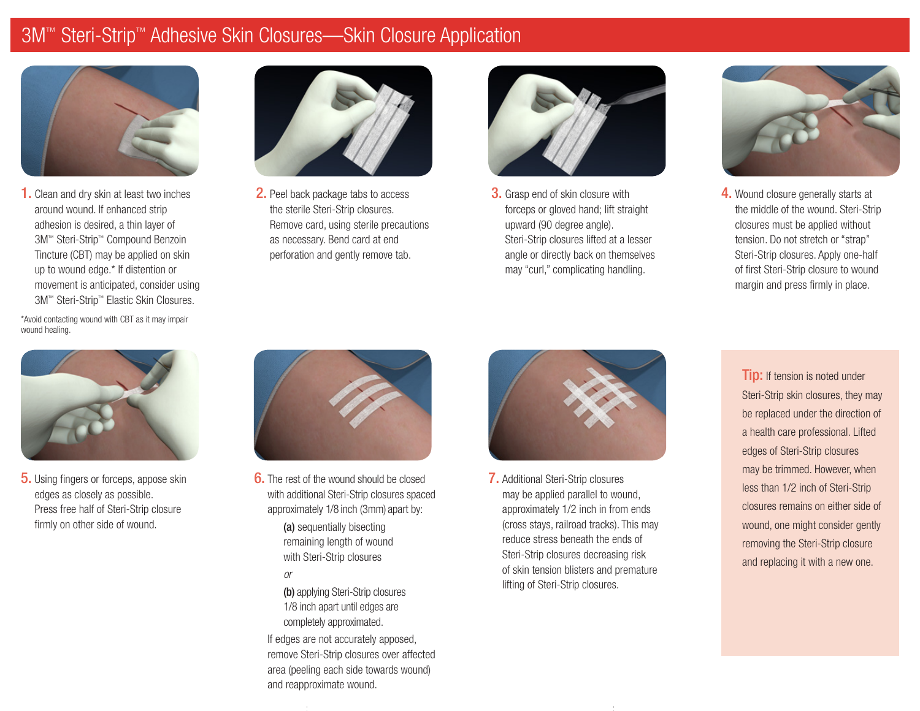# 3M™ Steri-Strip™ Adhesive Skin Closures—Skin Closure Application

**1.** Clean and dry skin at least two inches around wound. If enhanced strip adhesion is desired, a thin layer of 3M™ Steri-Strip™ Compound Benzoin Tincture (CBT) may be applied on skin up to wound edge.* If distention or movement is anticipated, consider using 3M™ Steri-Strip™ Elastic Skin Closures.

*Avoid contacting wound with CBT as it may impair wound healing.

**2.** Peel back package tabs to access the sterile Steri-Strip closures. Remove card, using sterile precautions as necessary. Bend card at end perforation and gently remove tab.

**3.** Grasp end of skin closure with forceps or gloved hand; lift straight upward (90 degree angle). Steri-Strip closures lifted at a lesser angle or directly back on themselves may "curl," complicating handling.

**4.** Wound closure generally starts at the middle of the wound. Steri-Strip closures must be applied without tension. Do not stretch or "strap" Steri-Strip closures. Apply one-half of first Steri-Strip closure to wound margin and press firmly in place.

**5.** Using fingers or forceps, appose skin edges as closely as possible. Press free half of Steri-Strip closure firmly on other side of wound.

**6.** The rest of the wound should be closed with additional Steri-Strip closures spaced approximately 1/8 inch (3mm) apart by:

**(a)** sequentially bisecting remaining length of wound with Steri-Strip closures

*or*

**(b)** applying Steri-Strip closures 1/8 inch apart until edges are completely approximated.

If edges are not accurately apposed, remove Steri-Strip closures over affected area (peeling each side towards wound) and reapproximate wound.

**7.** Additional Steri-Strip closures may be applied parallel to wound, approximately 1/2 inch in from ends (cross stays, railroad tracks). This may reduce stress beneath the ends of Steri-Strip closures decreasing risk of skin tension blisters and premature lifting of Steri-Strip closures.

**Tip:** If tension is noted under Steri-Strip skin closures, they may be replaced under the direction of a health care professional. Lifted edges of Steri-Strip closures may be trimmed. However, when less than 1/2 inch of Steri-Strip closures remains on either side of wound, one might consider gently removing the Steri-Strip closure and replacing it with a new one.